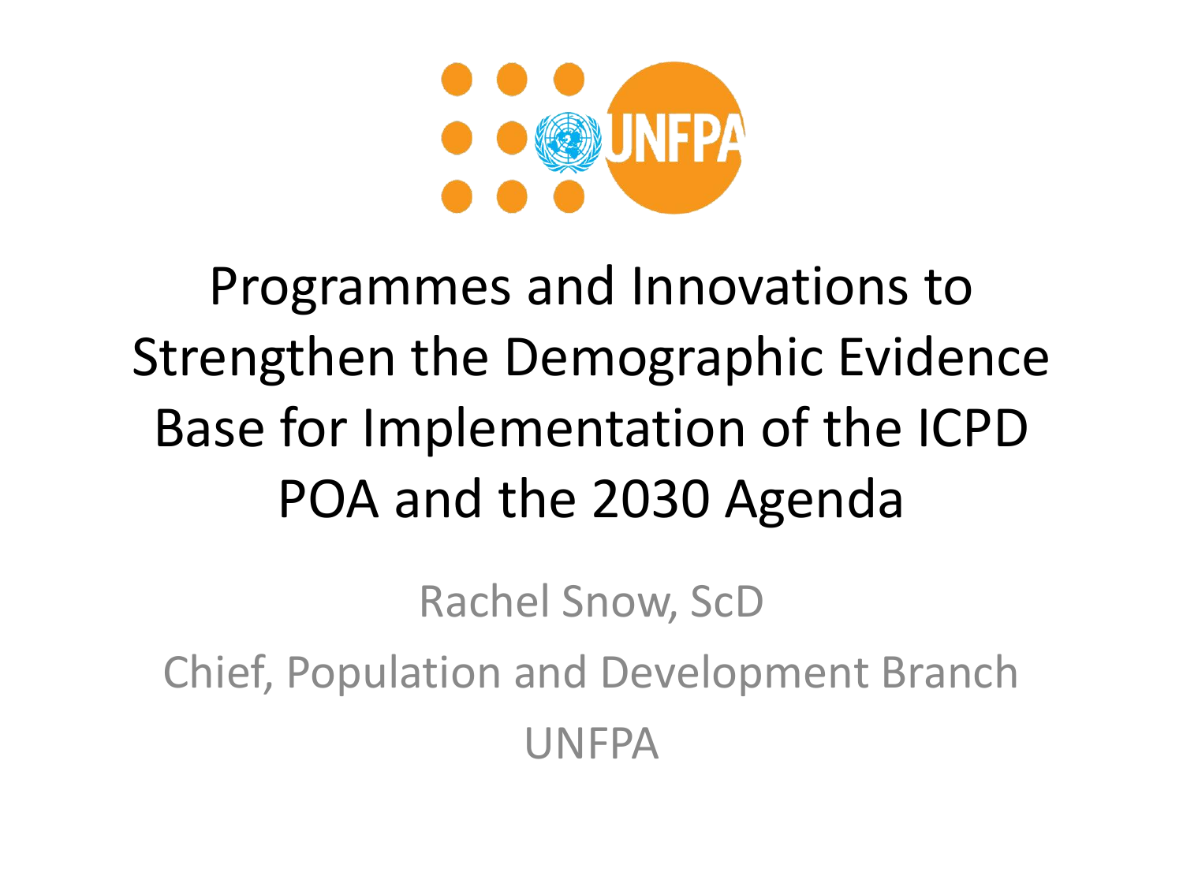# Programmes and Innovations to Strengthen the Demographic Evidence Base for Implementation of the ICPD POA and the 2030 Agenda

Rachel Snow, ScD

Chief, Population and Development Branch

UNFPA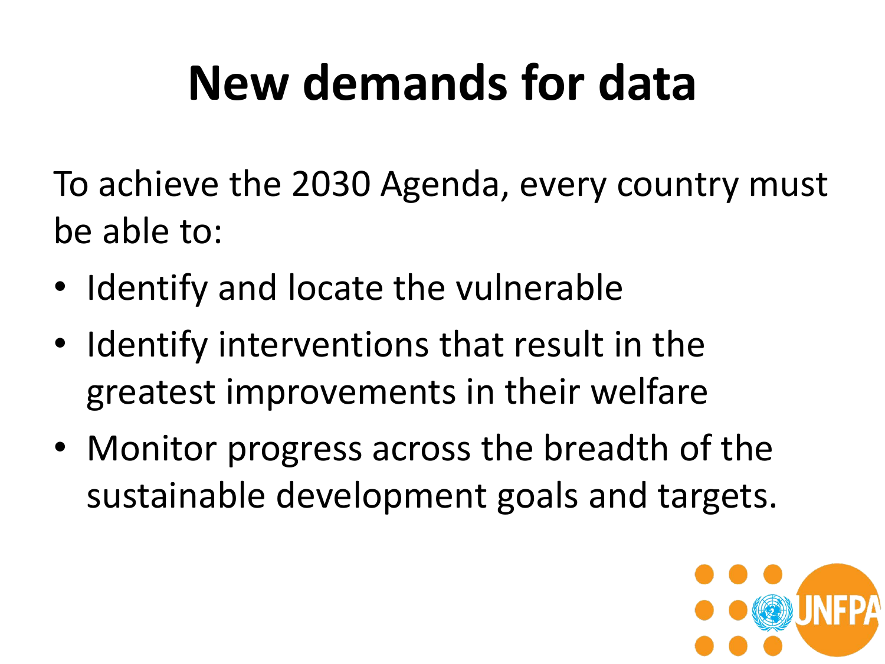# New demands for data

To achieve the 2030 Agenda, every country must be able to:

- Identify and locate the vulnerable
- Identify interventions that result in the greatest improvements in their welfare
- Monitor progress across the breadth of the sustainable development goals and targets.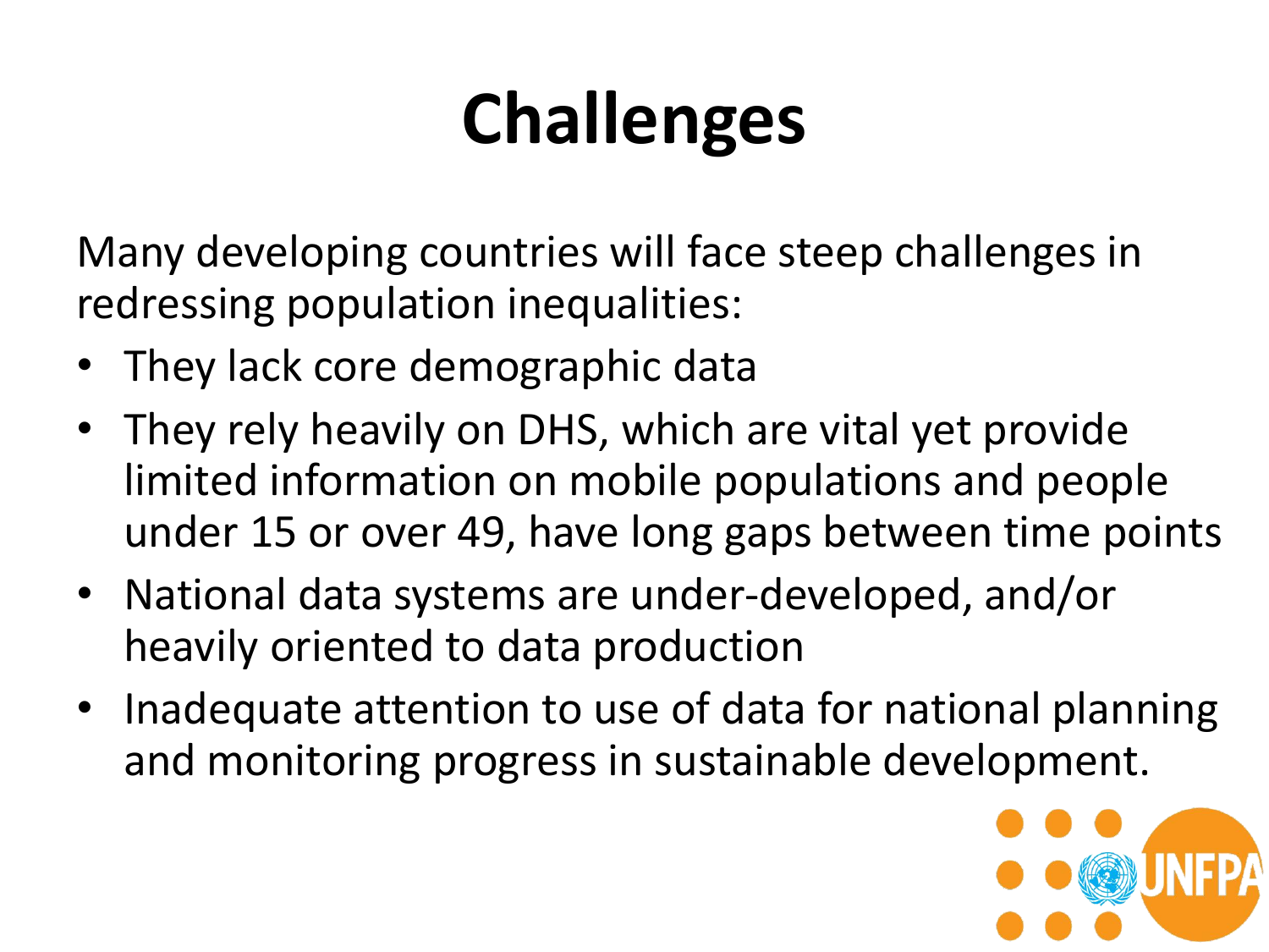# Challenges

Many developing countries will face steep challenges in redressing population inequalities:

- They lack core demographic data
- They rely heavily on DHS, which are vital yet provide limited information on mobile populations and people under 15 or over 49, have long gaps between time points
- National data systems are under-developed, and/or heavily oriented to data production
- Inadequate attention to use of data for national planning and monitoring progress in sustainable development.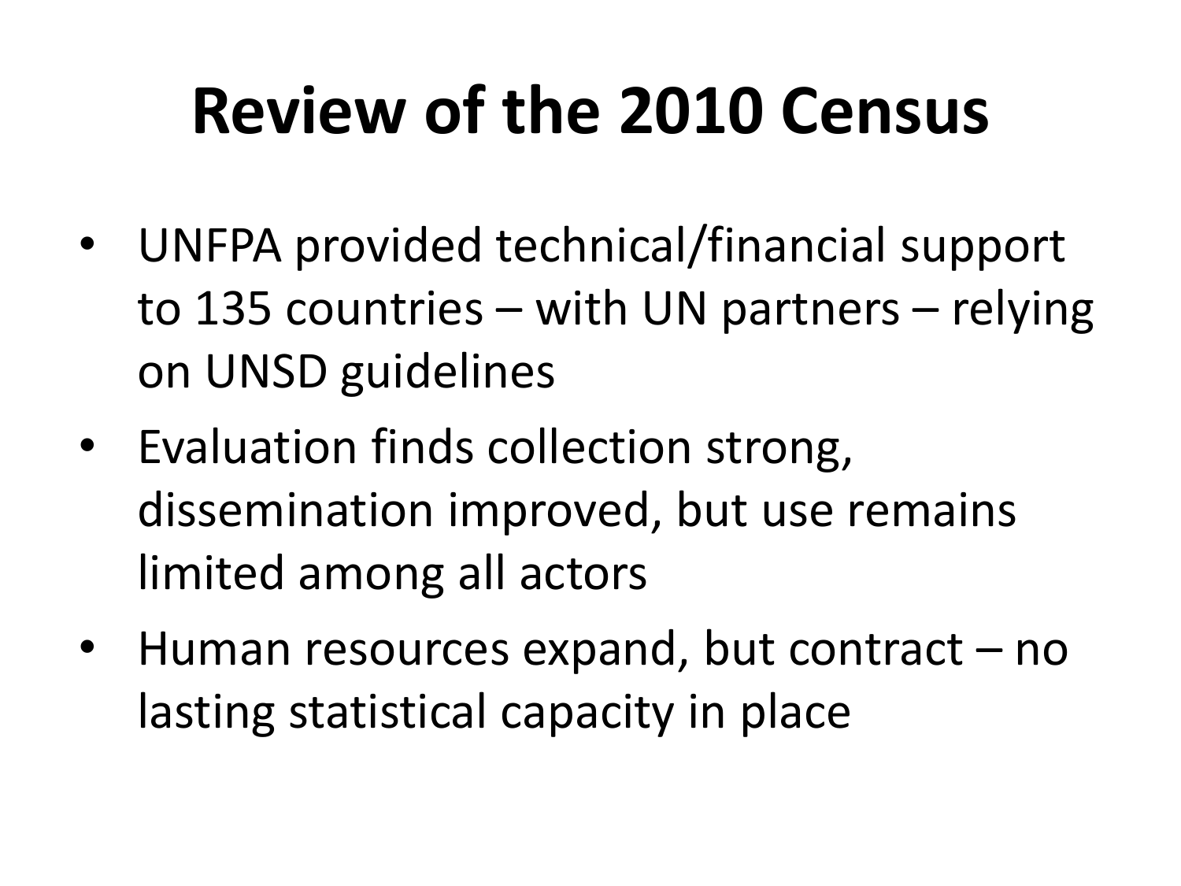# Review of the 2010 Census

- UNFPA provided technical/financial support to 135 countries – with UN partners – relying on UNSD guidelines
- Evaluation finds collection strong, dissemination improved, but use remains limited among all actors
- Human resources expand, but contract – no lasting statistical capacity in place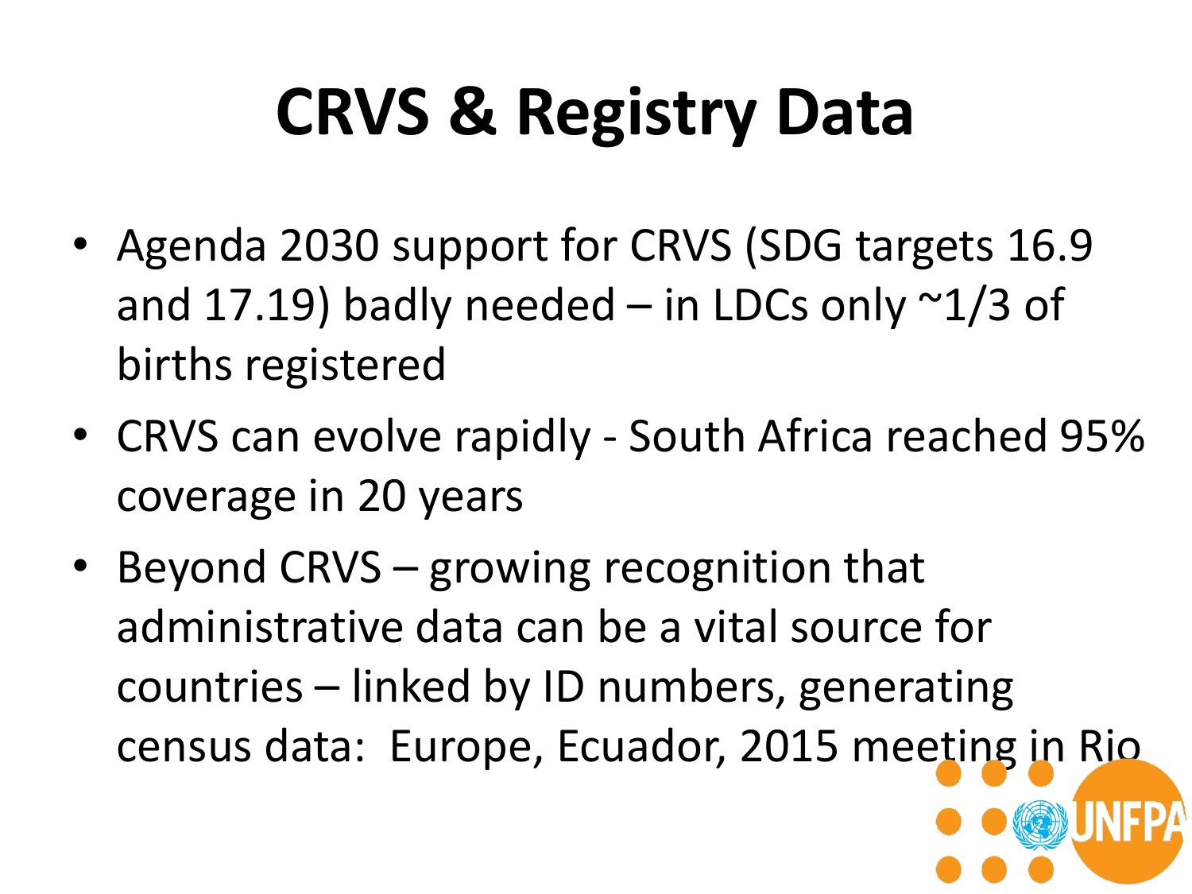# CRVS & Registry Data

- Agenda 2030 support for CRVS (SDG targets 16.9 and 17.19) badly needed – in LDCs only ~1/3 of births registered
- CRVS can evolve rapidly - South Africa reached 95% coverage in 20 years
- Beyond CRVS – growing recognition that administrative data can be a vital source for countries – linked by ID numbers, generating census data: Europe, Ecuador, 2015 meeting in Rio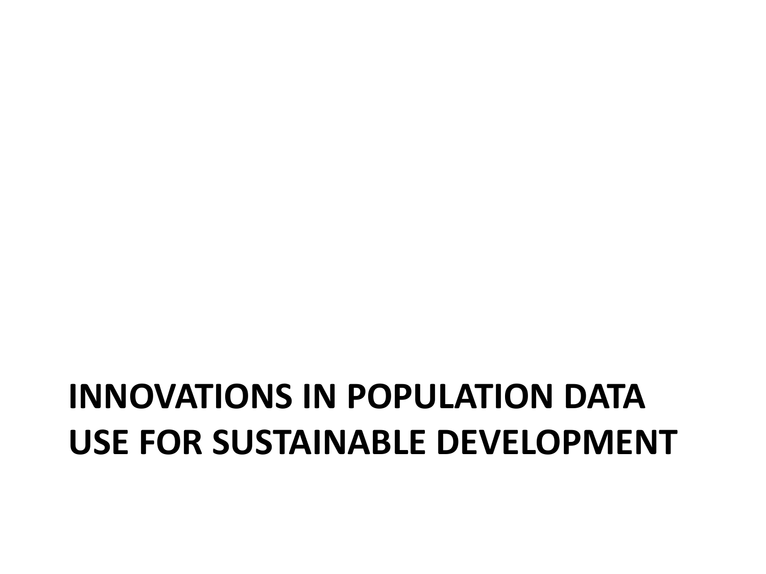# INNOVATIONS IN POPULATION DATA USE FOR SUSTAINABLE DEVELOPMENT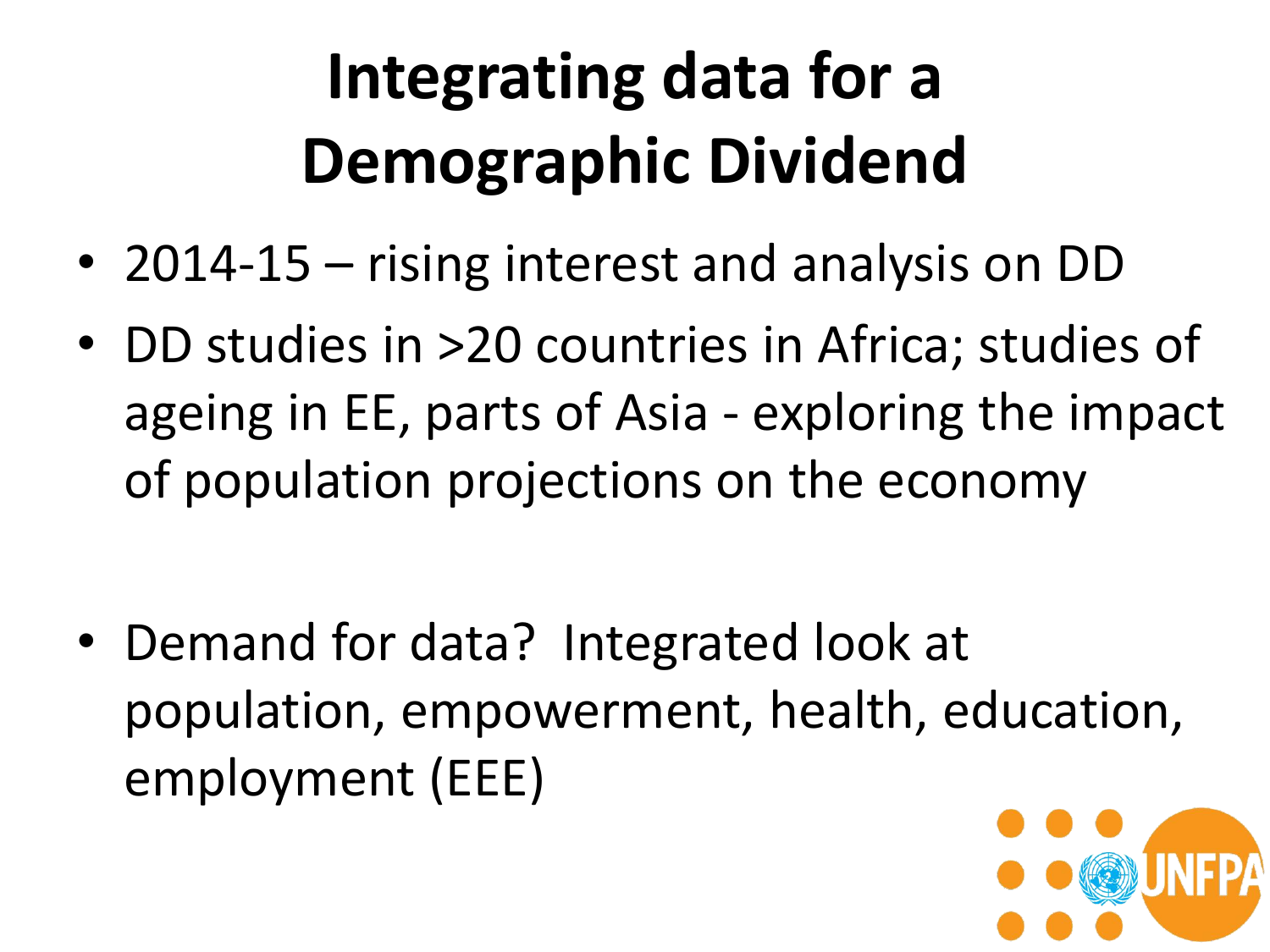# Integrating data for a Demographic Dividend

- 2014-15 – rising interest and analysis on DD
- DD studies in >20 countries in Africa; studies of ageing in EE, parts of Asia - exploring the impact of population projections on the economy
- Demand for data? Integrated look at population, empowerment, health, education, employment (EEE)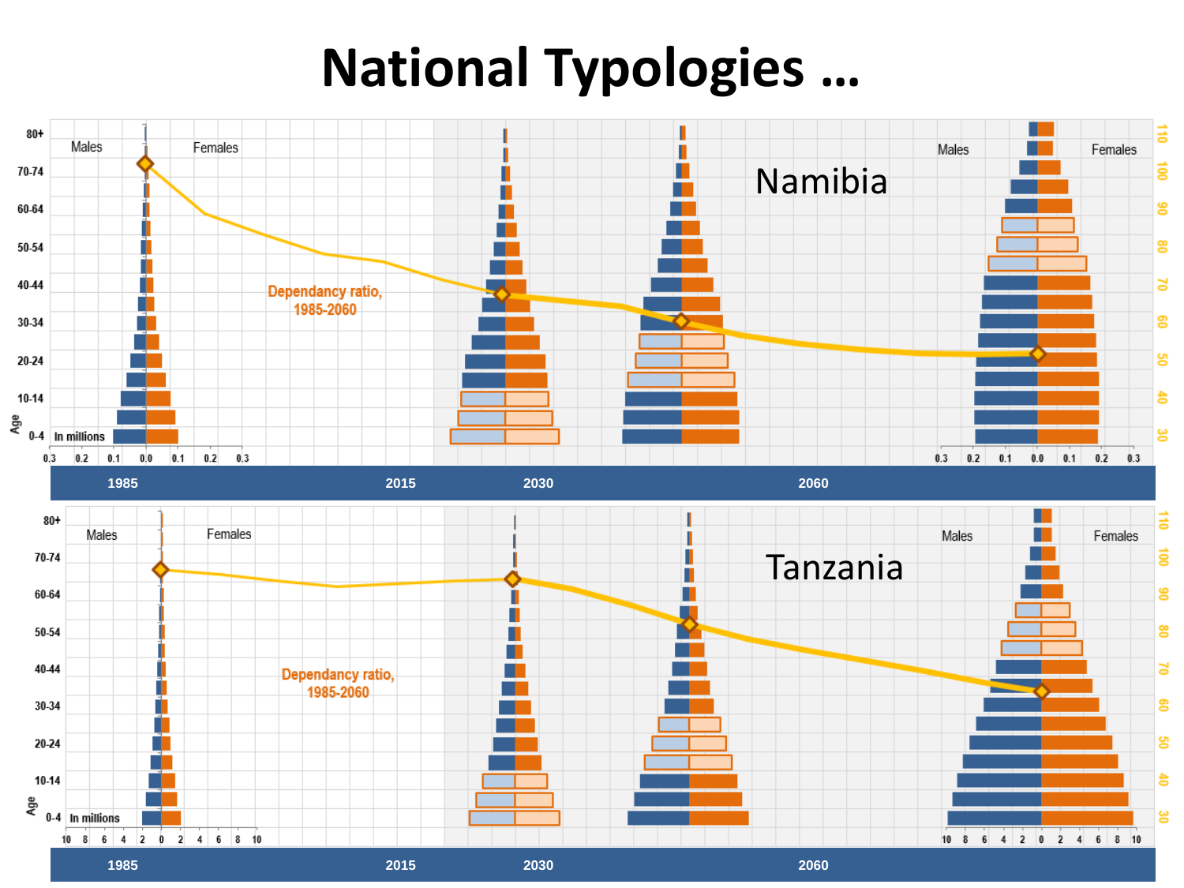# National Typologies …

Namibia

Males | Females

80+
70-74
60-64
50-54
40-44
30-34
20-24
10-14
0-4 In millions

Age

0.3 0.2 0.1 0.0 0.1 0.2 0.3

Dependancy ratio, 1985-2060

110 100 90 80 70 60 50 40 30

1985 | 2015 | 2030 | 2060

Tanzania

Males | Females

80+
70-74
60-64
50-54
40-44
30-34
20-24
10-14
0-4 In millions

Age

10 8 6 4 2 0 2 4 6 8 10

Dependancy ratio, 1985-2060

110 100 90 80 70 60 50 40 30

1985 | 2015 | 2030 | 2060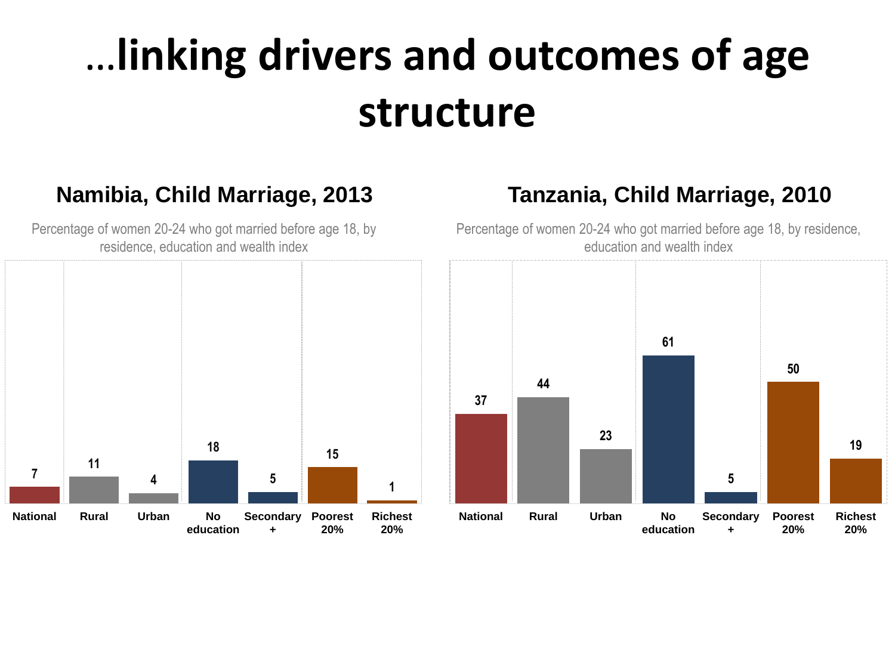# …linking drivers and outcomes of age structure

## Namibia, Child Marriage, 2013

Percentage of women 20-24 who got married before age 18, by residence, education and wealth index

| National | Rural | Urban | No education | Secondary + | Poorest 20% | Richest 20% |
|---|---|---|---|---|---|---|
| 7 | 11 | 4 | 18 | 5 | 15 | 1 |

## Tanzania, Child Marriage, 2010

Percentage of women 20-24 who got married before age 18, by residence, education and wealth index

| National | Rural | Urban | No education | Secondary + | Poorest 20% | Richest 20% |
|---|---|---|---|---|---|---|
| 37 | 44 | 23 | 61 | 5 | 50 | 19 |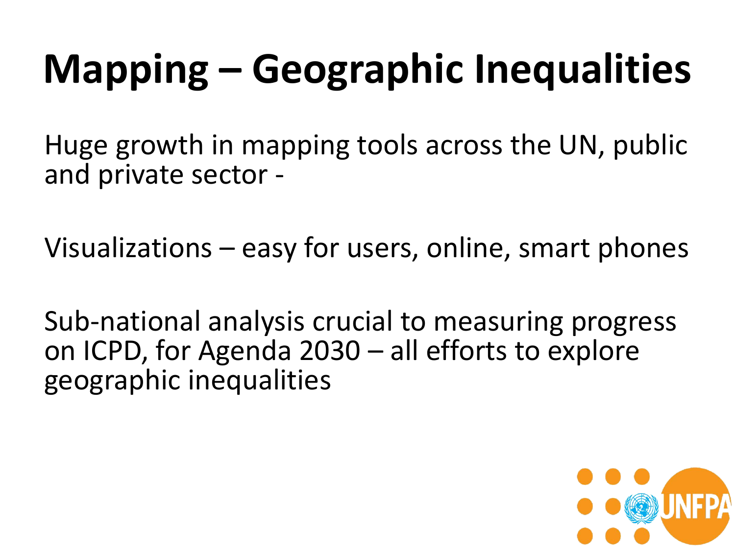# Mapping – Geographic Inequalities

Huge growth in mapping tools across the UN, public and private sector -

Visualizations – easy for users, online, smart phones

Sub-national analysis crucial to measuring progress on ICPD, for Agenda 2030 – all efforts to explore geographic inequalities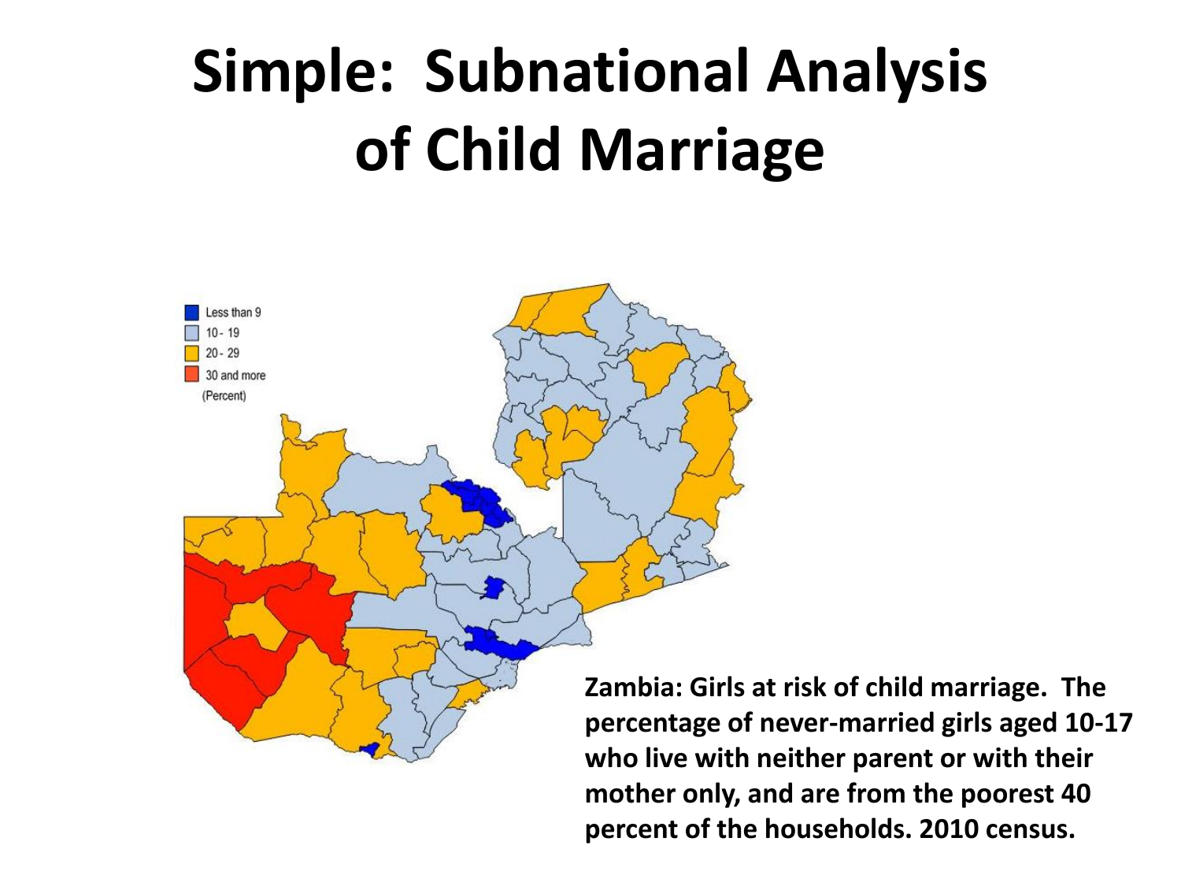# Simple: Subnational Analysis of Child Marriage

Less than 9
10 - 19
20 - 29
30 and more
(Percent)

**Zambia: Girls at risk of child marriage. The percentage of never-married girls aged 10-17 who live with neither parent or with their mother only, and are from the poorest 40 percent of the households. 2010 census.**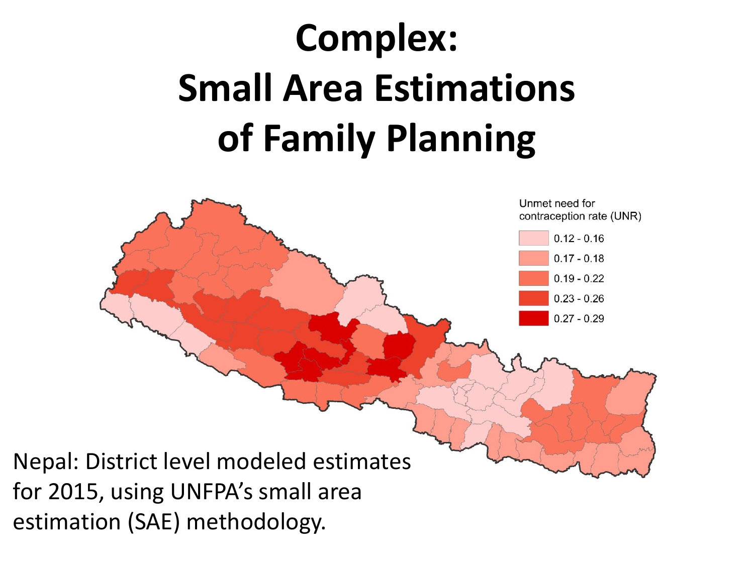# Complex: Small Area Estimations of Family Planning

Unmet need for contraception rate (UNR)

- 0.12 - 0.16
- 0.17 - 0.18
- 0.19 - 0.22
- 0.23 - 0.26
- 0.27 - 0.29

Nepal: District level modeled estimates for 2015, using UNFPA's small area estimation (SAE) methodology.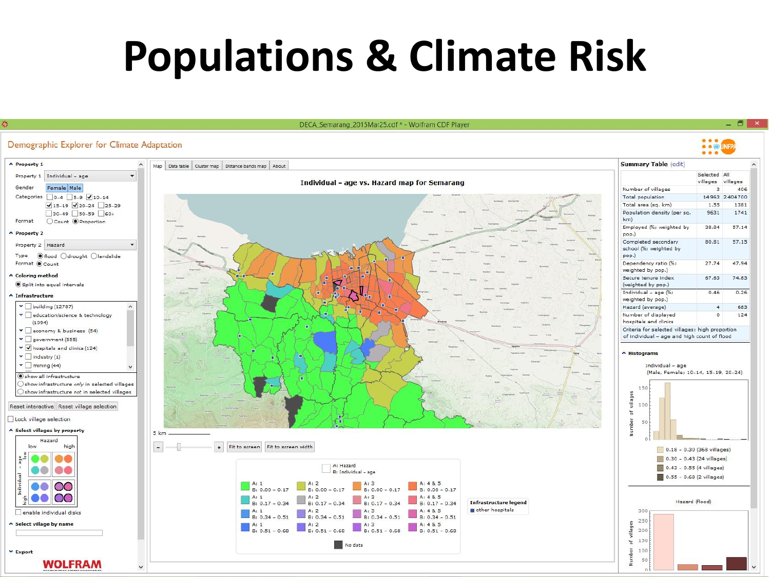# Populations & Climate Risk

DECA_Semarang_2015Mar25.cdf * - Wolfram CDF Player

Demographic Explorer for Climate Adaptation

**Property 1**

Property 1: Individual – age

Gender: Female | Male

Categories: 0–4, 5–9, 10–14 (checked), 15–19 (checked), 20–24 (checked), 25–29, 30–49, 50–59, 60+

Format: Count, Proportion (selected)

**Property 2**

Property 2: Hazard

Type: flood (selected), drought, landslide

Format: Count

**Coloring method**

Split into equal intervals

**Infrastructure**

- building (12787)
- education/science & technology (1094)
- economy & business (54)
- government (555)
- hospitals and clinics (124) (checked)
- industry (1)
- mining (44)

- show all infrastructure (selected)
- show infrastructure *only* in selected villages
- show infrastructure *not* in selected villages

Reset interactive | Reset village selection

Lock village selection

**Select villages by property**

**Select village by name**

**Export**

WOLFRAM

Map | Data table | Cluster map | Distance bands map | About

**Individual – age vs. Hazard map for Semarang**

5 km

Fit to screen | Fit to screen width

A: Hazard
B: Individual – age

| | | | |
|---|---|---|---|
| A: 1, B: 0.00 – 0.17 | A: 2, B: 0.00 – 0.17 | A: 3, B: 0.00 – 0.17 | A: 4 & 5, B: 0.00 – 0.17 |
| A: 1, B: 0.17 – 0.34 | A: 2, B: 0.17 – 0.34 | A: 3, B: 0.17 – 0.34 | A: 4 & 5, B: 0.17 – 0.34 |
| A: 1, B: 0.34 – 0.51 | A: 2, B: 0.34 – 0.51 | A: 3, B: 0.34 – 0.51 | A: 4 & 5, B: 0.34 – 0.51 |
| A: 1, B: 0.51 – 0.68 | A: 2, B: 0.51 – 0.68 | A: 3, B: 0.51 – 0.68 | A: 4 & 5, B: 0.51 – 0.68 |

No data

Infrastructure legend: other hospitals

**Summary Table** (edit)

| | Selected villages | All villages |
|---|---|---|
| Number of villages | 3 | 406 |
| Total population | 14963 | 2404700 |
| Total area (sq. km) | 1.55 | 1381 |
| Population density (per sq. km) | 9631 | 1741 |
| Employed (%; weighted by pop.) | 38.84 | 57.14 |
| Completed secondary school (%; weighted by pop.) | 80.81 | 57.15 |
| Dependency ratio (%; weighted by pop.) | 27.74 | 47.94 |
| Secure tenure index (weighted by pop.) | 67.63 | 74.83 |
| Individual – age (%; weighted by pop.) | 0.46 | 0.26 |
| Hazard (average) | 4 | 683 |
| Number of displayed hospitals and clinics | 0 | 124 |

Criteria for selected villages: high proportion of individual – age and high count of flood

**Histograms**

Individual – age (Male, Female; 10–14, 15–19, 20–24)

- 0.18 – 0.30 (368 villages)
- 0.30 – 0.43 (24 villages)
- 0.43 – 0.55 (4 villages)
- 0.55 – 0.68 (2 villages)

Hazard (flood)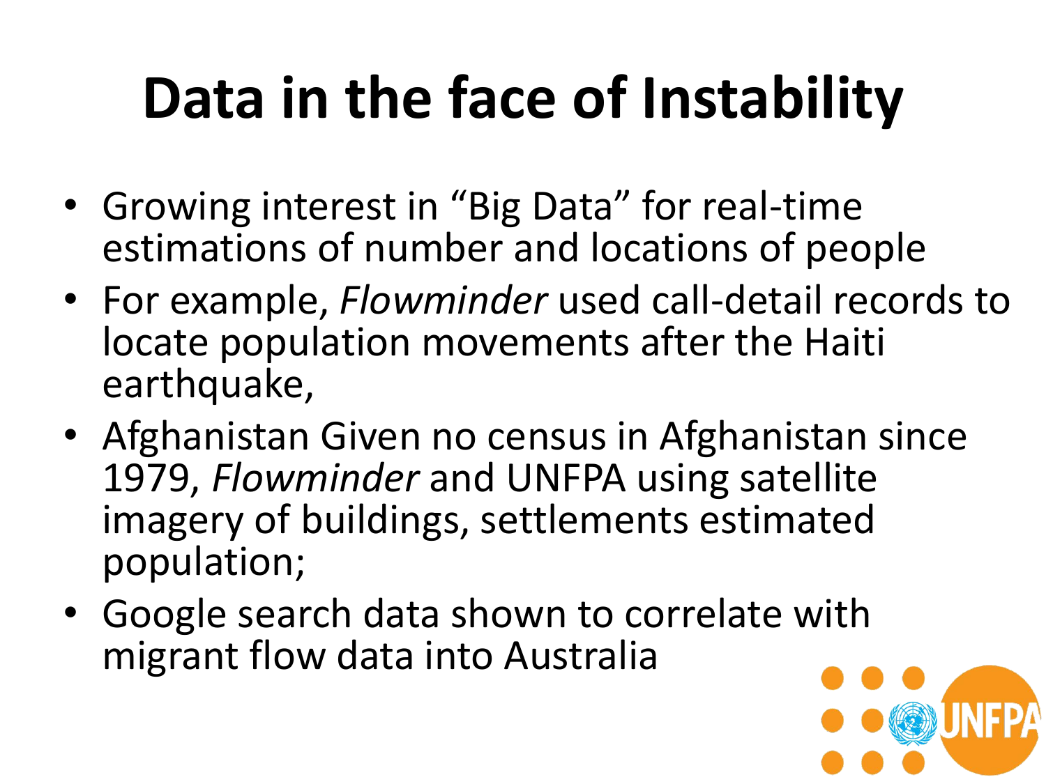# Data in the face of Instability

- Growing interest in "Big Data" for real-time estimations of number and locations of people
- For example, *Flowminder* used call-detail records to locate population movements after the Haiti earthquake,
- Afghanistan Given no census in Afghanistan since 1979, *Flowminder* and UNFPA using satellite imagery of buildings, settlements estimated population;
- Google search data shown to correlate with migrant flow data into Australia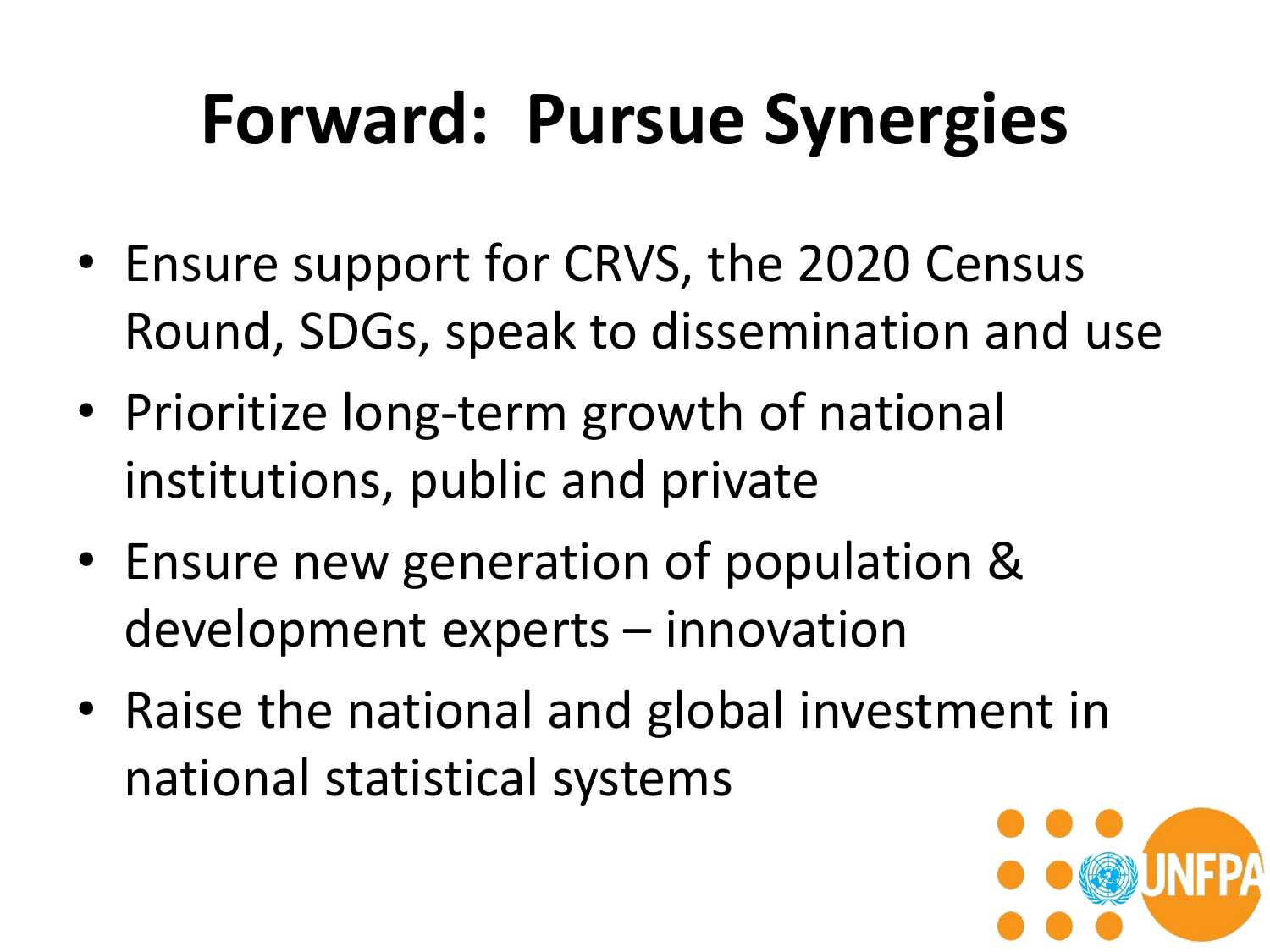# Forward: Pursue Synergies

- Ensure support for CRVS, the 2020 Census Round, SDGs, speak to dissemination and use
- Prioritize long-term growth of national institutions, public and private
- Ensure new generation of population & development experts – innovation
- Raise the national and global investment in national statistical systems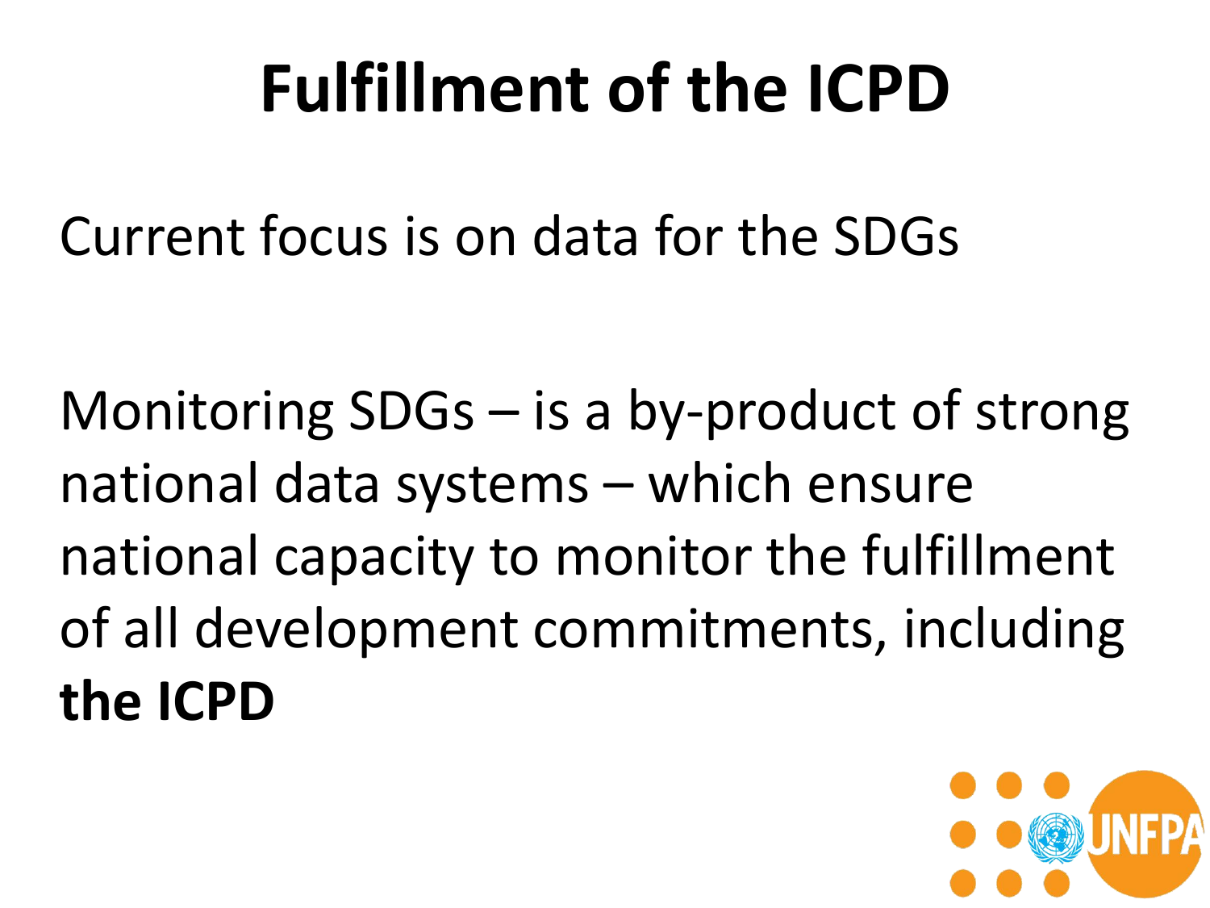# Fulfillment of the ICPD

Current focus is on data for the SDGs

Monitoring SDGs – is a by-product of strong national data systems – which ensure national capacity to monitor the fulfillment of all development commitments, including **the ICPD**